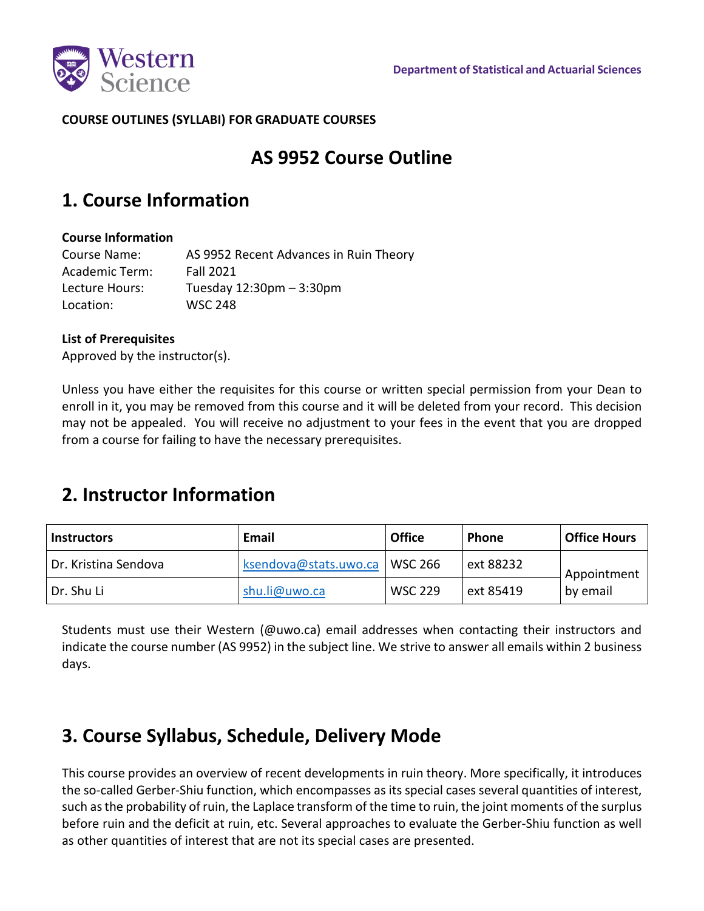Department of Statistical and Actuarial Sciences

**COURSE OUTLINES (SYLLABI) FOR GRADUATE COURSES**

# AS 9952 Course Outline

## 1. Course Information

**Course Information**

Course Name: AS 9952 Recent Advances in Ruin Theory
Academic Term: Fall 2021
Lecture Hours: Tuesday 12:30pm – 3:30pm
Location: WSC 248

**List of Prerequisites**

Approved by the instructor(s).

Unless you have either the requisites for this course or written special permission from your Dean to enroll in it, you may be removed from this course and it will be deleted from your record. This decision may not be appealed. You will receive no adjustment to your fees in the event that you are dropped from a course for failing to have the necessary prerequisites.

## 2. Instructor Information

| Instructors | Email | Office | Phone | Office Hours |
|---|---|---|---|---|
| Dr. Kristina Sendova | ksendova@stats.uwo.ca | WSC 266 | ext 88232 | Appointment by email |
| Dr. Shu Li | shu.li@uwo.ca | WSC 229 | ext 85419 | |

Students must use their Western (@uwo.ca) email addresses when contacting their instructors and indicate the course number (AS 9952) in the subject line. We strive to answer all emails within 2 business days.

## 3. Course Syllabus, Schedule, Delivery Mode

This course provides an overview of recent developments in ruin theory. More specifically, it introduces the so-called Gerber-Shiu function, which encompasses as its special cases several quantities of interest, such as the probability of ruin, the Laplace transform of the time to ruin, the joint moments of the surplus before ruin and the deficit at ruin, etc. Several approaches to evaluate the Gerber-Shiu function as well as other quantities of interest that are not its special cases are presented.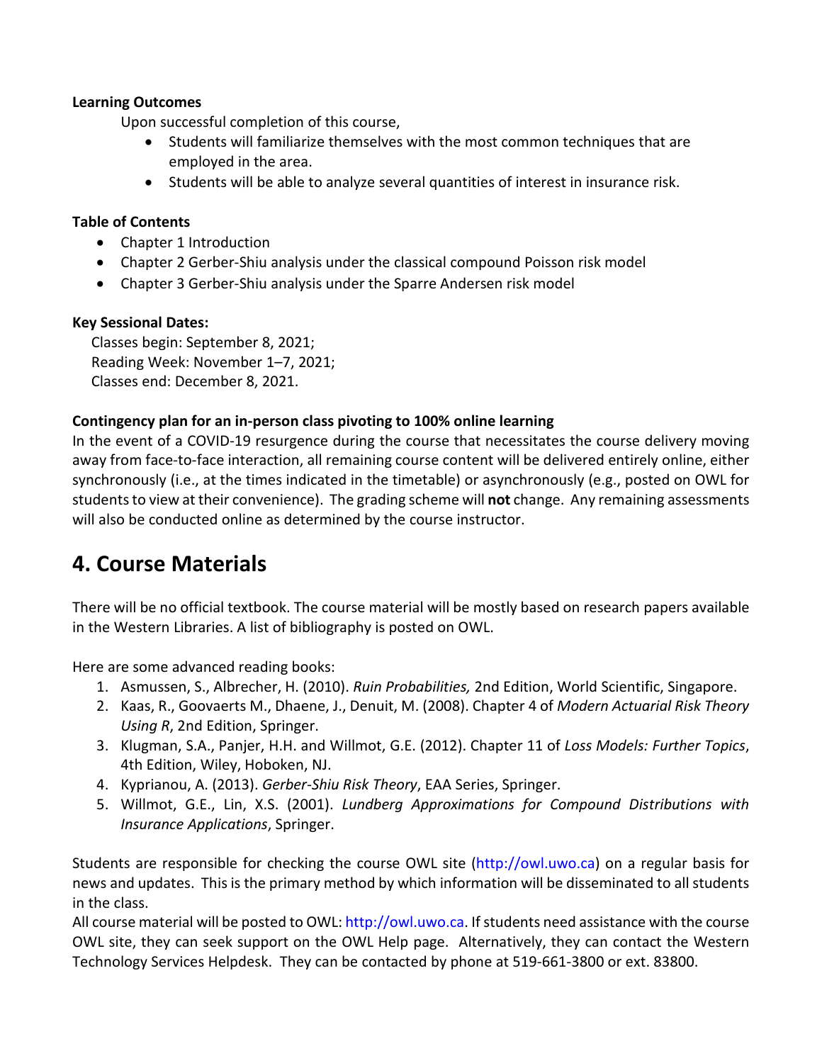**Learning Outcomes**

Upon successful completion of this course,

- Students will familiarize themselves with the most common techniques that are employed in the area.
- Students will be able to analyze several quantities of interest in insurance risk.

**Table of Contents**

- Chapter 1 Introduction
- Chapter 2 Gerber-Shiu analysis under the classical compound Poisson risk model
- Chapter 3 Gerber-Shiu analysis under the Sparre Andersen risk model

**Key Sessional Dates:**

Classes begin: September 8, 2021;
Reading Week: November 1–7, 2021;
Classes end: December 8, 2021.

**Contingency plan for an in-person class pivoting to 100% online learning**

In the event of a COVID-19 resurgence during the course that necessitates the course delivery moving away from face-to-face interaction, all remaining course content will be delivered entirely online, either synchronously (i.e., at the times indicated in the timetable) or asynchronously (e.g., posted on OWL for students to view at their convenience). The grading scheme will **not** change. Any remaining assessments will also be conducted online as determined by the course instructor.

# 4. Course Materials

There will be no official textbook. The course material will be mostly based on research papers available in the Western Libraries. A list of bibliography is posted on OWL.

Here are some advanced reading books:

1. Asmussen, S., Albrecher, H. (2010). *Ruin Probabilities,* 2nd Edition, World Scientific, Singapore.
2. Kaas, R., Goovaerts M., Dhaene, J., Denuit, M. (2008). Chapter 4 of *Modern Actuarial Risk Theory Using R*, 2nd Edition, Springer.
3. Klugman, S.A., Panjer, H.H. and Willmot, G.E. (2012). Chapter 11 of *Loss Models: Further Topics*, 4th Edition, Wiley, Hoboken, NJ.
4. Kyprianou, A. (2013). *Gerber-Shiu Risk Theory*, EAA Series, Springer.
5. Willmot, G.E., Lin, X.S. (2001). *Lundberg Approximations for Compound Distributions with Insurance Applications*, Springer.

Students are responsible for checking the course OWL site (http://owl.uwo.ca) on a regular basis for news and updates. This is the primary method by which information will be disseminated to all students in the class.

All course material will be posted to OWL: http://owl.uwo.ca. If students need assistance with the course OWL site, they can seek support on the OWL Help page. Alternatively, they can contact the Western Technology Services Helpdesk. They can be contacted by phone at 519-661-3800 or ext. 83800.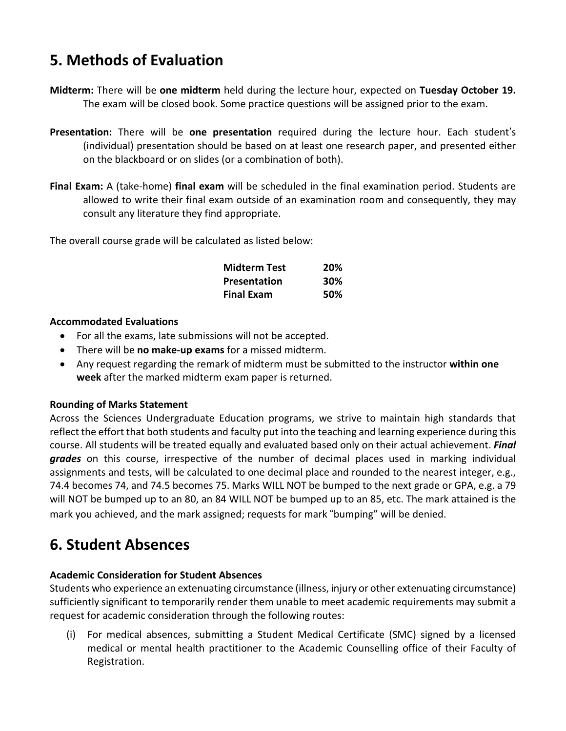## 5. Methods of Evaluation

**Midterm:** There will be **one midterm** held during the lecture hour, expected on **Tuesday October 19.** The exam will be closed book. Some practice questions will be assigned prior to the exam.

**Presentation:** There will be **one presentation** required during the lecture hour. Each student's (individual) presentation should be based on at least one research paper, and presented either on the blackboard or on slides (or a combination of both).

**Final Exam:** A (take-home) **final exam** will be scheduled in the final examination period. Students are allowed to write their final exam outside of an examination room and consequently, they may consult any literature they find appropriate.

The overall course grade will be calculated as listed below:

| | |
|---|---|
| **Midterm Test** | **20%** |
| **Presentation** | **30%** |
| **Final Exam** | **50%** |

**Accommodated Evaluations**

- For all the exams, late submissions will not be accepted.
- There will be **no make-up exams** for a missed midterm.
- Any request regarding the remark of midterm must be submitted to the instructor **within one week** after the marked midterm exam paper is returned.

**Rounding of Marks Statement**

Across the Sciences Undergraduate Education programs, we strive to maintain high standards that reflect the effort that both students and faculty put into the teaching and learning experience during this course. All students will be treated equally and evaluated based only on their actual achievement. ***Final grades*** on this course, irrespective of the number of decimal places used in marking individual assignments and tests, will be calculated to one decimal place and rounded to the nearest integer, e.g., 74.4 becomes 74, and 74.5 becomes 75. Marks WILL NOT be bumped to the next grade or GPA, e.g. a 79 will NOT be bumped up to an 80, an 84 WILL NOT be bumped up to an 85, etc. The mark attained is the mark you achieved, and the mark assigned; requests for mark "bumping" will be denied.

## 6. Student Absences

**Academic Consideration for Student Absences**

Students who experience an extenuating circumstance (illness, injury or other extenuating circumstance) sufficiently significant to temporarily render them unable to meet academic requirements may submit a request for academic consideration through the following routes:

(i) For medical absences, submitting a Student Medical Certificate (SMC) signed by a licensed medical or mental health practitioner to the Academic Counselling office of their Faculty of Registration.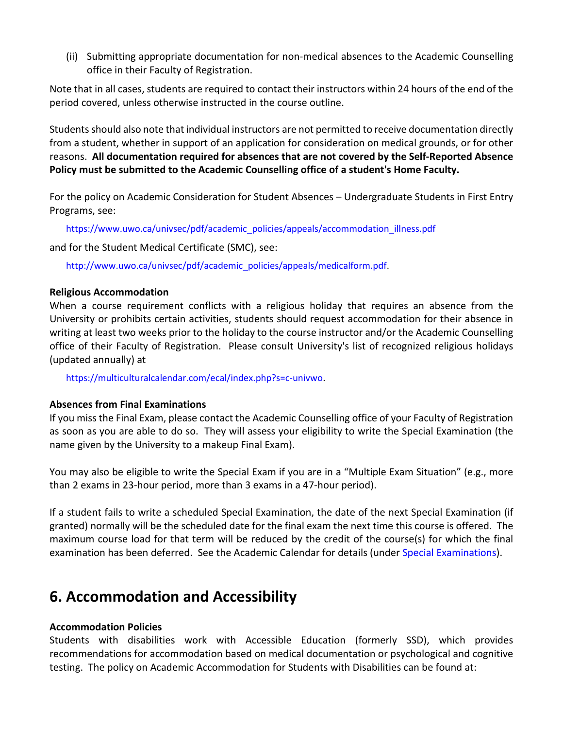(ii) Submitting appropriate documentation for non-medical absences to the Academic Counselling office in their Faculty of Registration.

Note that in all cases, students are required to contact their instructors within 24 hours of the end of the period covered, unless otherwise instructed in the course outline.

Students should also note that individual instructors are not permitted to receive documentation directly from a student, whether in support of an application for consideration on medical grounds, or for other reasons. **All documentation required for absences that are not covered by the Self-Reported Absence Policy must be submitted to the Academic Counselling office of a student's Home Faculty.**

For the policy on Academic Consideration for Student Absences – Undergraduate Students in First Entry Programs, see:

https://www.uwo.ca/univsec/pdf/academic_policies/appeals/accommodation_illness.pdf

and for the Student Medical Certificate (SMC), see:

http://www.uwo.ca/univsec/pdf/academic_policies/appeals/medicalform.pdf.

**Religious Accommodation**

When a course requirement conflicts with a religious holiday that requires an absence from the University or prohibits certain activities, students should request accommodation for their absence in writing at least two weeks prior to the holiday to the course instructor and/or the Academic Counselling office of their Faculty of Registration. Please consult University's list of recognized religious holidays (updated annually) at

https://multiculturalcalendar.com/ecal/index.php?s=c-univwo.

**Absences from Final Examinations**

If you miss the Final Exam, please contact the Academic Counselling office of your Faculty of Registration as soon as you are able to do so. They will assess your eligibility to write the Special Examination (the name given by the University to a makeup Final Exam).

You may also be eligible to write the Special Exam if you are in a "Multiple Exam Situation" (e.g., more than 2 exams in 23-hour period, more than 3 exams in a 47-hour period).

If a student fails to write a scheduled Special Examination, the date of the next Special Examination (if granted) normally will be the scheduled date for the final exam the next time this course is offered. The maximum course load for that term will be reduced by the credit of the course(s) for which the final examination has been deferred. See the Academic Calendar for details (under Special Examinations).

## 6. Accommodation and Accessibility

**Accommodation Policies**

Students with disabilities work with Accessible Education (formerly SSD), which provides recommendations for accommodation based on medical documentation or psychological and cognitive testing. The policy on Academic Accommodation for Students with Disabilities can be found at: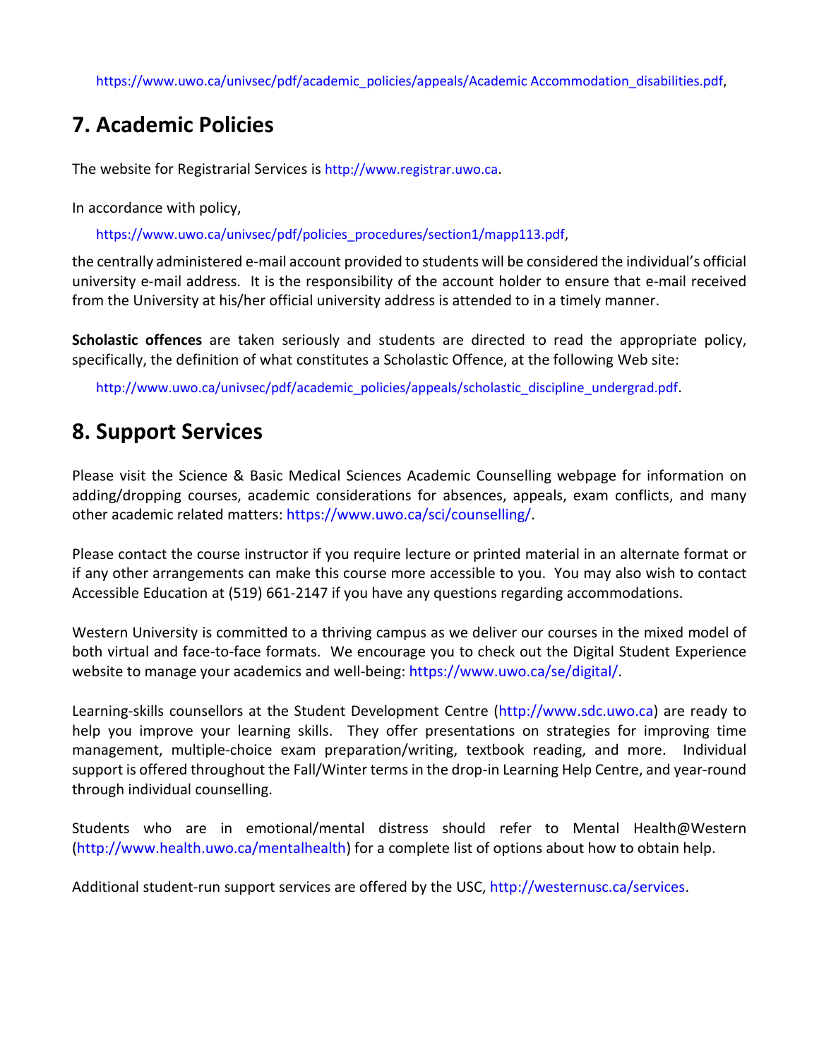https://www.uwo.ca/univsec/pdf/academic_policies/appeals/Academic Accommodation_disabilities.pdf,

## 7. Academic Policies

The website for Registrarial Services is http://www.registrar.uwo.ca.

In accordance with policy,

https://www.uwo.ca/univsec/pdf/policies_procedures/section1/mapp113.pdf,

the centrally administered e-mail account provided to students will be considered the individual's official university e-mail address. It is the responsibility of the account holder to ensure that e-mail received from the University at his/her official university address is attended to in a timely manner.

**Scholastic offences** are taken seriously and students are directed to read the appropriate policy, specifically, the definition of what constitutes a Scholastic Offence, at the following Web site:

http://www.uwo.ca/univsec/pdf/academic_policies/appeals/scholastic_discipline_undergrad.pdf.

## 8. Support Services

Please visit the Science & Basic Medical Sciences Academic Counselling webpage for information on adding/dropping courses, academic considerations for absences, appeals, exam conflicts, and many other academic related matters: https://www.uwo.ca/sci/counselling/.

Please contact the course instructor if you require lecture or printed material in an alternate format or if any other arrangements can make this course more accessible to you. You may also wish to contact Accessible Education at (519) 661-2147 if you have any questions regarding accommodations.

Western University is committed to a thriving campus as we deliver our courses in the mixed model of both virtual and face-to-face formats. We encourage you to check out the Digital Student Experience website to manage your academics and well-being: https://www.uwo.ca/se/digital/.

Learning-skills counsellors at the Student Development Centre (http://www.sdc.uwo.ca) are ready to help you improve your learning skills. They offer presentations on strategies for improving time management, multiple-choice exam preparation/writing, textbook reading, and more. Individual support is offered throughout the Fall/Winter terms in the drop-in Learning Help Centre, and year-round through individual counselling.

Students who are in emotional/mental distress should refer to Mental Health@Western (http://www.health.uwo.ca/mentalhealth) for a complete list of options about how to obtain help.

Additional student-run support services are offered by the USC, http://westernusc.ca/services.